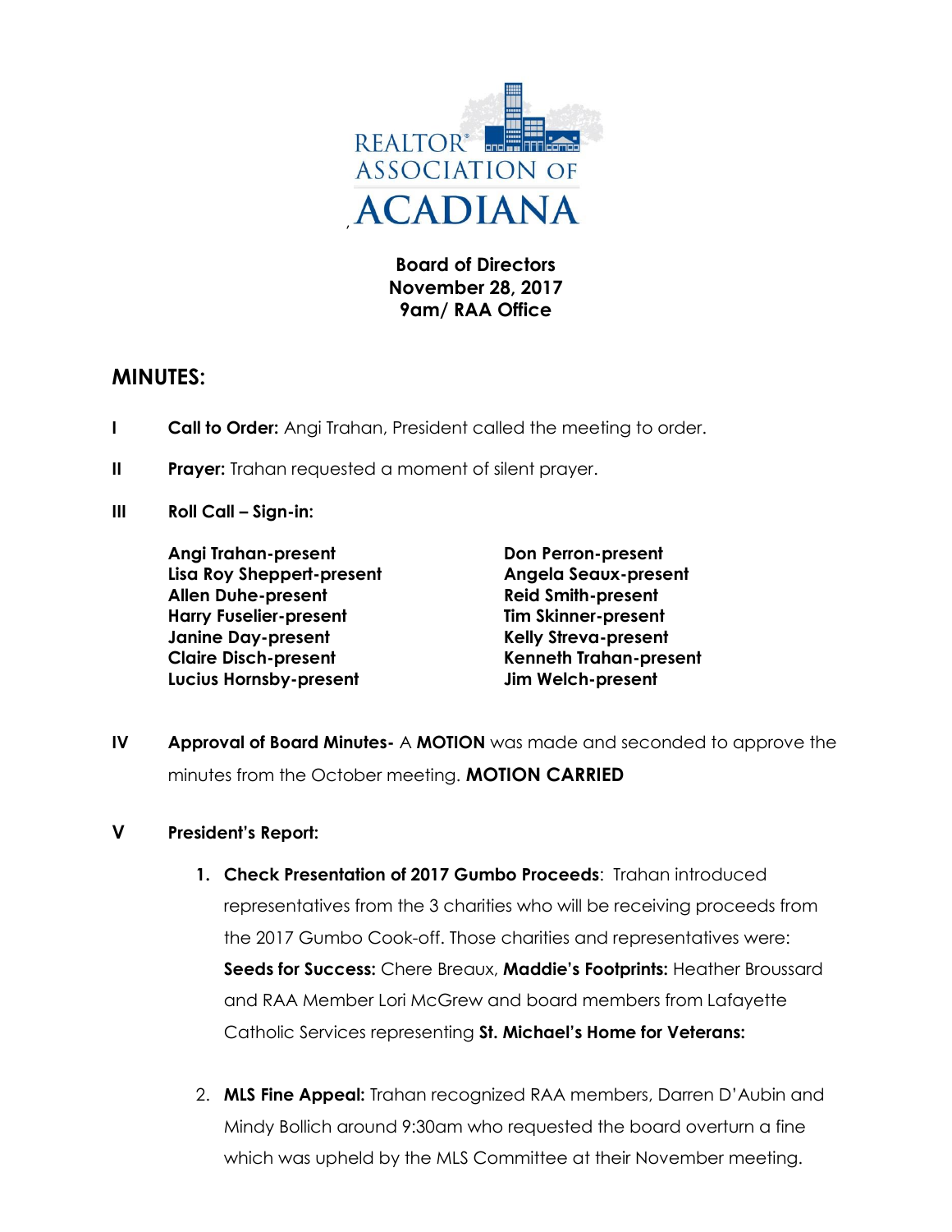REALTOR® ASSOCIATION OF ACADIANA

**Board of Directors**
**November 28, 2017**
**9am/ RAA Office**

## MINUTES:

**I** **Call to Order:** Angi Trahan, President called the meeting to order.

**II** **Prayer:** Trahan requested a moment of silent prayer.

**III** **Roll Call – Sign-in:**

**Angi Trahan-present**
**Lisa Roy Sheppert-present**
**Allen Duhe-present**
**Harry Fuselier-present**
**Janine Day-present**
**Claire Disch-present**
**Lucius Hornsby-present**
**Don Perron-present**
**Angela Seaux-present**
**Reid Smith-present**
**Tim Skinner-present**
**Kelly Streva-present**
**Kenneth Trahan-present**
**Jim Welch-present**

**IV** **Approval of Board Minutes-** A **MOTION** was made and seconded to approve the minutes from the October meeting. **MOTION CARRIED**

**V** **President's Report:**

1. **Check Presentation of 2017 Gumbo Proceeds**: Trahan introduced representatives from the 3 charities who will be receiving proceeds from the 2017 Gumbo Cook-off. Those charities and representatives were: **Seeds for Success:** Chere Breaux, **Maddie's Footprints:** Heather Broussard and RAA Member Lori McGrew and board members from Lafayette Catholic Services representing **St. Michael's Home for Veterans:**

2. **MLS Fine Appeal:** Trahan recognized RAA members, Darren D'Aubin and Mindy Bollich around 9:30am who requested the board overturn a fine which was upheld by the MLS Committee at their November meeting.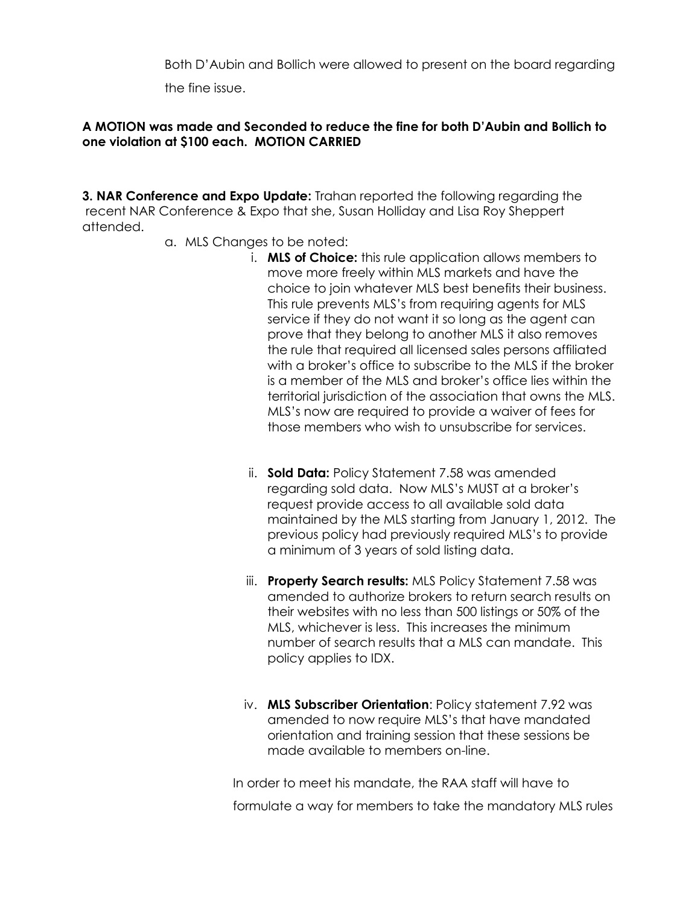Both D'Aubin and Bollich were allowed to present on the board regarding the fine issue.

**A MOTION was made and Seconded to reduce the fine for both D'Aubin and Bollich to one violation at $100 each. MOTION CARRIED**

**3. NAR Conference and Expo Update:** Trahan reported the following regarding the recent NAR Conference & Expo that she, Susan Holliday and Lisa Roy Sheppert attended.

a. MLS Changes to be noted:

i. **MLS of Choice:** this rule application allows members to move more freely within MLS markets and have the choice to join whatever MLS best benefits their business. This rule prevents MLS's from requiring agents for MLS service if they do not want it so long as the agent can prove that they belong to another MLS it also removes the rule that required all licensed sales persons affiliated with a broker's office to subscribe to the MLS if the broker is a member of the MLS and broker's office lies within the territorial jurisdiction of the association that owns the MLS. MLS's now are required to provide a waiver of fees for those members who wish to unsubscribe for services.

ii. **Sold Data:** Policy Statement 7.58 was amended regarding sold data. Now MLS's MUST at a broker's request provide access to all available sold data maintained by the MLS starting from January 1, 2012. The previous policy had previously required MLS's to provide a minimum of 3 years of sold listing data.

iii. **Property Search results:** MLS Policy Statement 7.58 was amended to authorize brokers to return search results on their websites with no less than 500 listings or 50% of the MLS, whichever is less. This increases the minimum number of search results that a MLS can mandate. This policy applies to IDX.

iv. **MLS Subscriber Orientation**: Policy statement 7.92 was amended to now require MLS's that have mandated orientation and training session that these sessions be made available to members on-line.

In order to meet his mandate, the RAA staff will have to formulate a way for members to take the mandatory MLS rules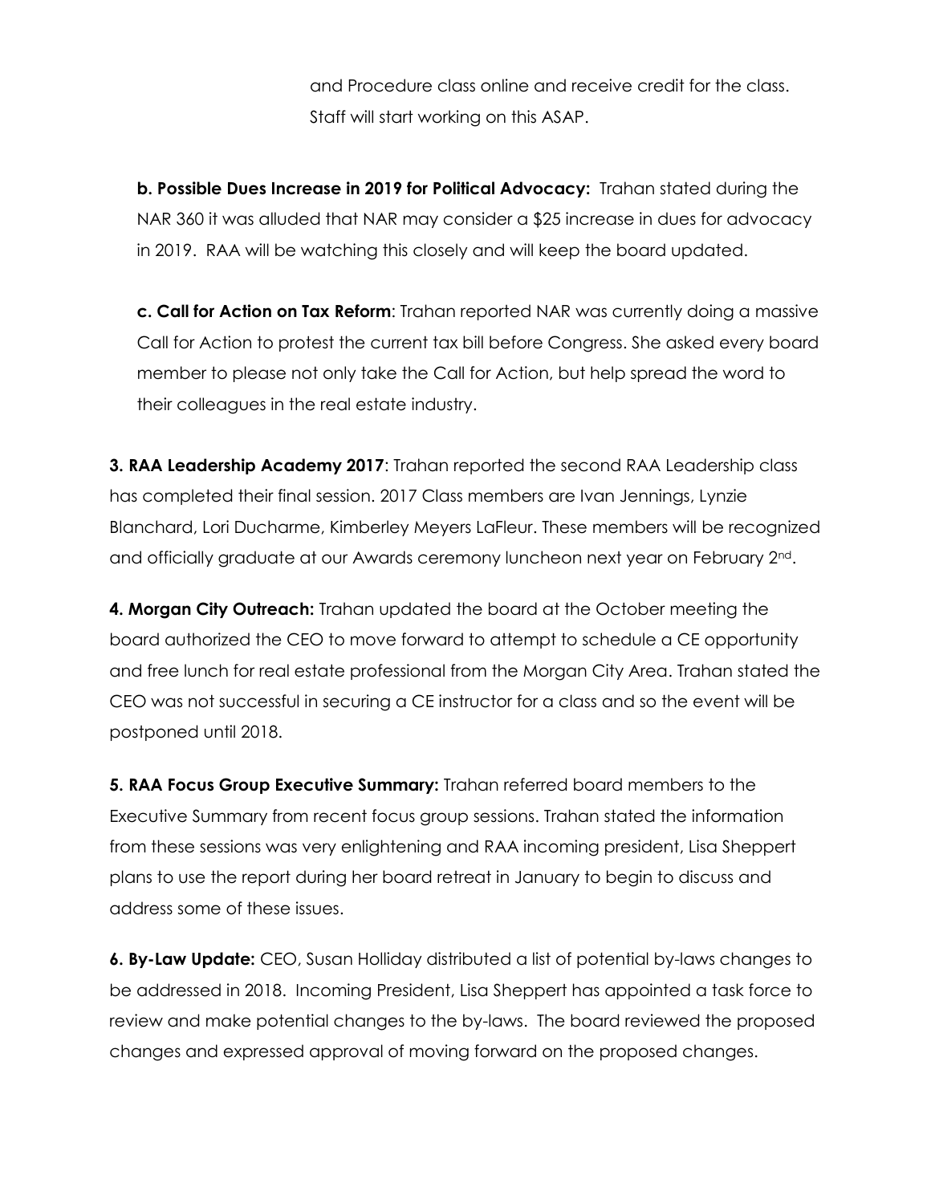and Procedure class online and receive credit for the class. Staff will start working on this ASAP.

**b. Possible Dues Increase in 2019 for Political Advocacy:** Trahan stated during the NAR 360 it was alluded that NAR may consider a $25 increase in dues for advocacy in 2019. RAA will be watching this closely and will keep the board updated.

**c. Call for Action on Tax Reform**: Trahan reported NAR was currently doing a massive Call for Action to protest the current tax bill before Congress. She asked every board member to please not only take the Call for Action, but help spread the word to their colleagues in the real estate industry.

**3. RAA Leadership Academy 2017**: Trahan reported the second RAA Leadership class has completed their final session. 2017 Class members are Ivan Jennings, Lynzie Blanchard, Lori Ducharme, Kimberley Meyers LaFleur. These members will be recognized and officially graduate at our Awards ceremony luncheon next year on February 2nd.

**4. Morgan City Outreach:** Trahan updated the board at the October meeting the board authorized the CEO to move forward to attempt to schedule a CE opportunity and free lunch for real estate professional from the Morgan City Area. Trahan stated the CEO was not successful in securing a CE instructor for a class and so the event will be postponed until 2018.

**5. RAA Focus Group Executive Summary:** Trahan referred board members to the Executive Summary from recent focus group sessions. Trahan stated the information from these sessions was very enlightening and RAA incoming president, Lisa Sheppert plans to use the report during her board retreat in January to begin to discuss and address some of these issues.

**6. By-Law Update:** CEO, Susan Holliday distributed a list of potential by-laws changes to be addressed in 2018. Incoming President, Lisa Sheppert has appointed a task force to review and make potential changes to the by-laws. The board reviewed the proposed changes and expressed approval of moving forward on the proposed changes.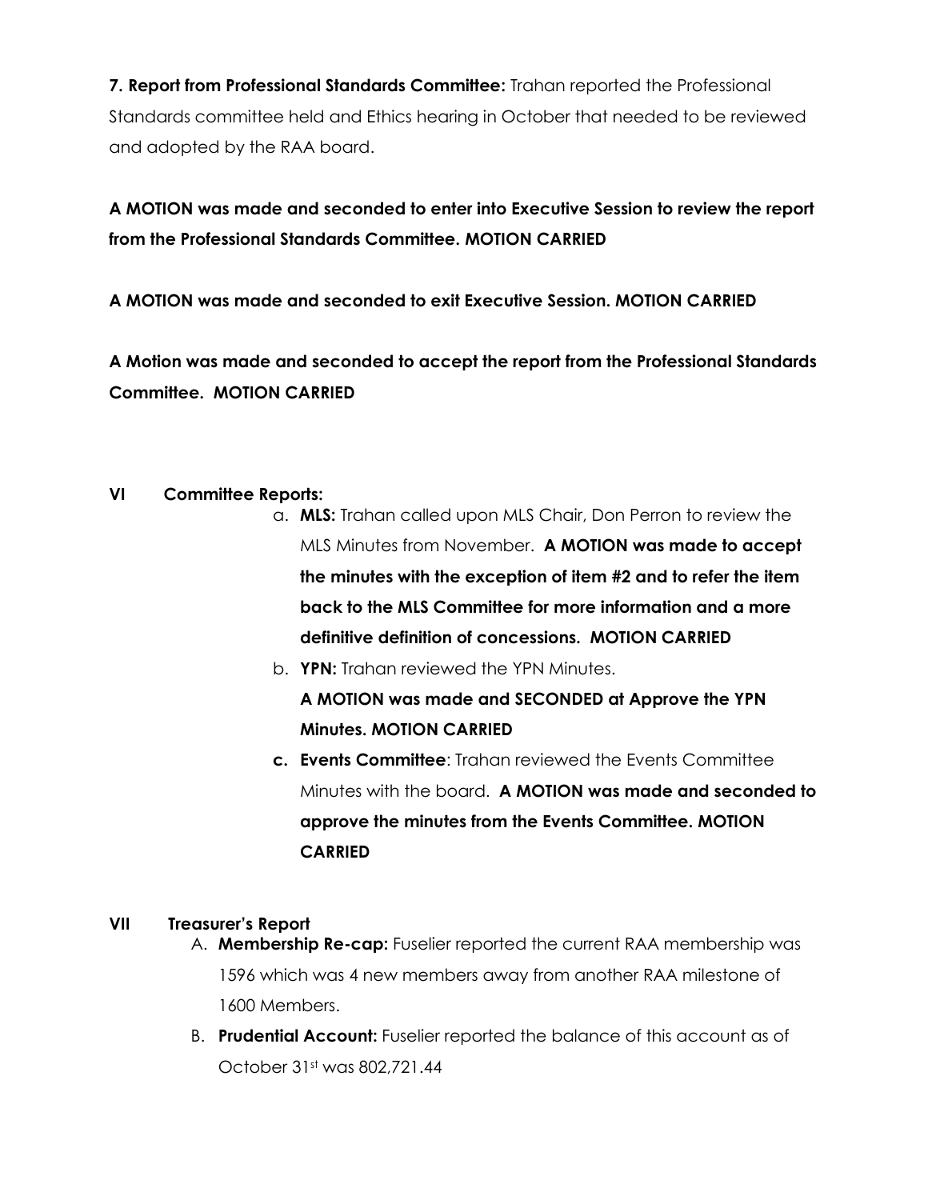**7. Report from Professional Standards Committee:** Trahan reported the Professional Standards committee held and Ethics hearing in October that needed to be reviewed and adopted by the RAA board.

**A MOTION was made and seconded to enter into Executive Session to review the report from the Professional Standards Committee. MOTION CARRIED**

**A MOTION was made and seconded to exit Executive Session. MOTION CARRIED**

**A Motion was made and seconded to accept the report from the Professional Standards Committee. MOTION CARRIED**

**VI Committee Reports:**

a. **MLS:** Trahan called upon MLS Chair, Don Perron to review the MLS Minutes from November. **A MOTION was made to accept the minutes with the exception of item #2 and to refer the item back to the MLS Committee for more information and a more definitive definition of concessions. MOTION CARRIED**

b. **YPN:** Trahan reviewed the YPN Minutes.
**A MOTION was made and SECONDED at Approve the YPN Minutes. MOTION CARRIED**

c. **Events Committee**: Trahan reviewed the Events Committee Minutes with the board. **A MOTION was made and seconded to approve the minutes from the Events Committee. MOTION CARRIED**

**VII Treasurer's Report**

A. **Membership Re-cap:** Fuselier reported the current RAA membership was 1596 which was 4 new members away from another RAA milestone of 1600 Members.

B. **Prudential Account:** Fuselier reported the balance of this account as of October 31st was 802,721.44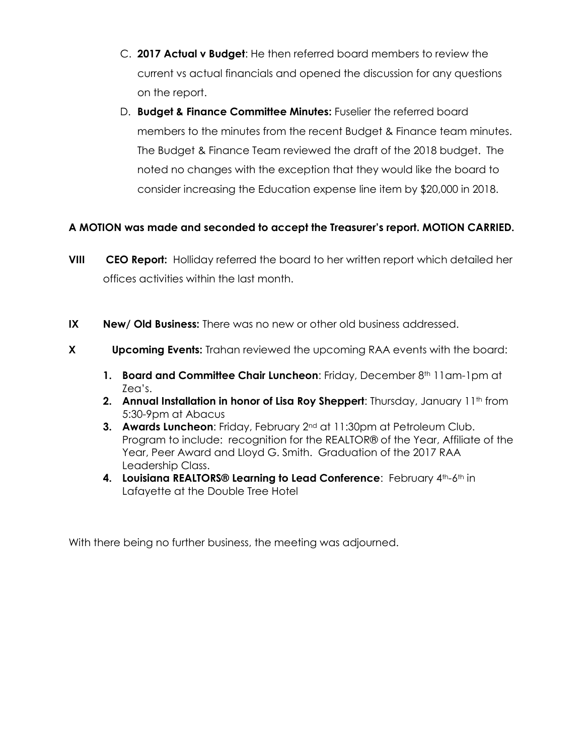C. **2017 Actual v Budget**: He then referred board members to review the current vs actual financials and opened the discussion for any questions on the report.

D. **Budget & Finance Committee Minutes:** Fuselier the referred board members to the minutes from the recent Budget & Finance team minutes. The Budget & Finance Team reviewed the draft of the 2018 budget. The noted no changes with the exception that they would like the board to consider increasing the Education expense line item by $20,000 in 2018.

**A MOTION was made and seconded to accept the Treasurer's report. MOTION CARRIED.**

**VIII CEO Report:** Holliday referred the board to her written report which detailed her offices activities within the last month.

**IX New/ Old Business:** There was no new or other old business addressed.

**X Upcoming Events:** Trahan reviewed the upcoming RAA events with the board:

1. **Board and Committee Chair Luncheon**: Friday, December 8th 11am-1pm at Zea's.
2. **Annual Installation in honor of Lisa Roy Sheppert**: Thursday, January 11th from 5:30-9pm at Abacus
3. **Awards Luncheon**: Friday, February 2nd at 11:30pm at Petroleum Club. Program to include: recognition for the REALTOR® of the Year, Affiliate of the Year, Peer Award and Lloyd G. Smith. Graduation of the 2017 RAA Leadership Class.
4. **Louisiana REALTORS® Learning to Lead Conference**: February 4th-6th in Lafayette at the Double Tree Hotel

With there being no further business, the meeting was adjourned.